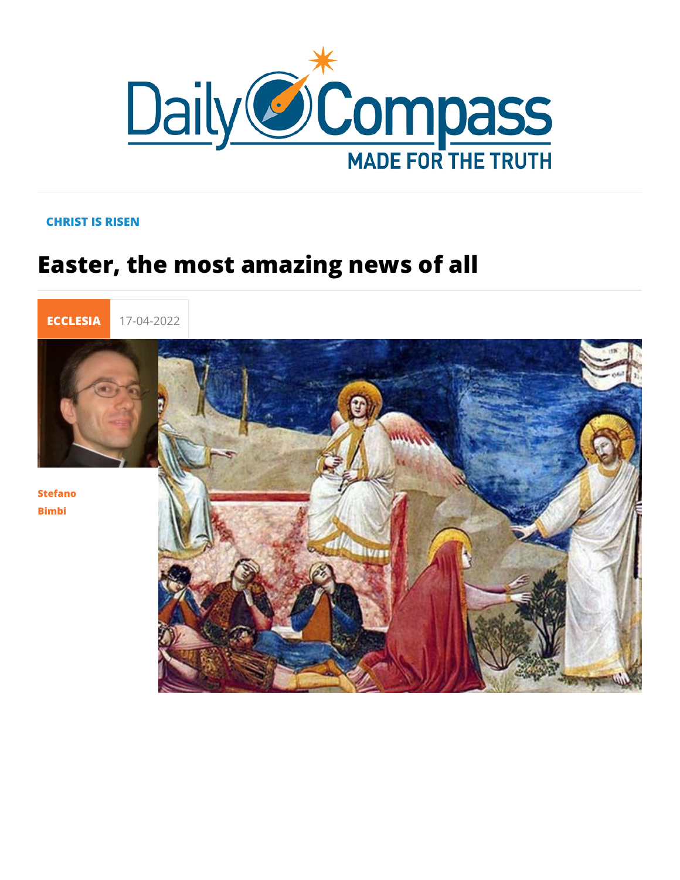CHRIST IS RISEN

# Easter, the most amazing news of all

ECCLESIA 17-04-2022

Stefano Bimbi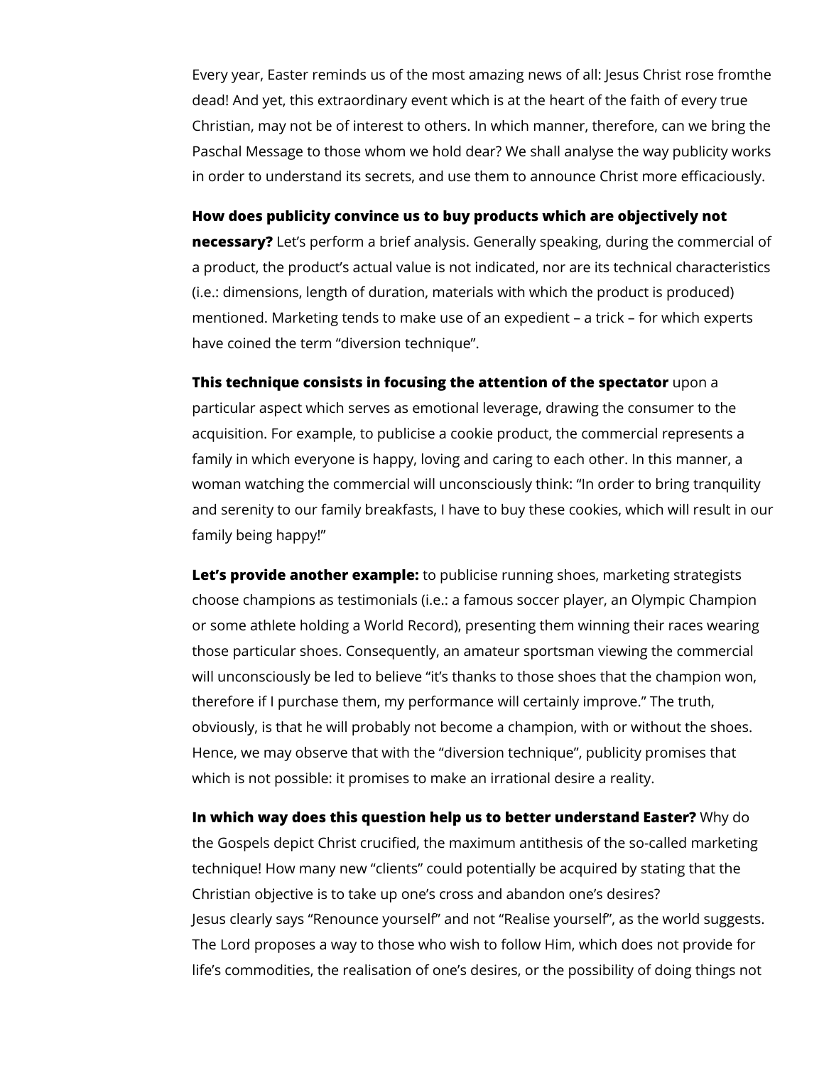Every year, Easter reminds us of the most amazing news of all: Jesus Christ rose fromthe dead! And yet, this extraordinary event which is at the heart of the faith of every true Christian, may not be of interest to others. In which manner, therefore, can we bring the Paschal Message to those whom we hold dear? We shall analyse the way publicity works in order to understand its secrets, and use them to announce Christ more efficaciously.

**How does publicity convince us to buy products which are objectively not necessary?** Let's perform a brief analysis. Generally speaking, during the commercial of a product, the product's actual value is not indicated, nor are its technical characteristics (i.e.: dimensions, length of duration, materials with which the product is produced) mentioned. Marketing tends to make use of an expedient – a trick – for which experts have coined the term "diversion technique".

**This technique consists in focusing the attention of the spectator** upon a particular aspect which serves as emotional leverage, drawing the consumer to the acquisition. For example, to publicise a cookie product, the commercial represents a family in which everyone is happy, loving and caring to each other. In this manner, a woman watching the commercial will unconsciously think: "In order to bring tranquility and serenity to our family breakfasts, I have to buy these cookies, which will result in our family being happy!"

**Let's provide another example:** to publicise running shoes, marketing strategists choose champions as testimonials (i.e.: a famous soccer player, an Olympic Champion or some athlete holding a World Record), presenting them winning their races wearing those particular shoes. Consequently, an amateur sportsman viewing the commercial will unconsciously be led to believe "it's thanks to those shoes that the champion won, therefore if I purchase them, my performance will certainly improve." The truth, obviously, is that he will probably not become a champion, with or without the shoes. Hence, we may observe that with the "diversion technique", publicity promises that which is not possible: it promises to make an irrational desire a reality.

**In which way does this question help us to better understand Easter?** Why do the Gospels depict Christ crucified, the maximum antithesis of the so-called marketing technique! How many new "clients" could potentially be acquired by stating that the Christian objective is to take up one's cross and abandon one's desires?
Jesus clearly says "Renounce yourself" and not "Realise yourself", as the world suggests. The Lord proposes a way to those who wish to follow Him, which does not provide for life's commodities, the realisation of one's desires, or the possibility of doing things not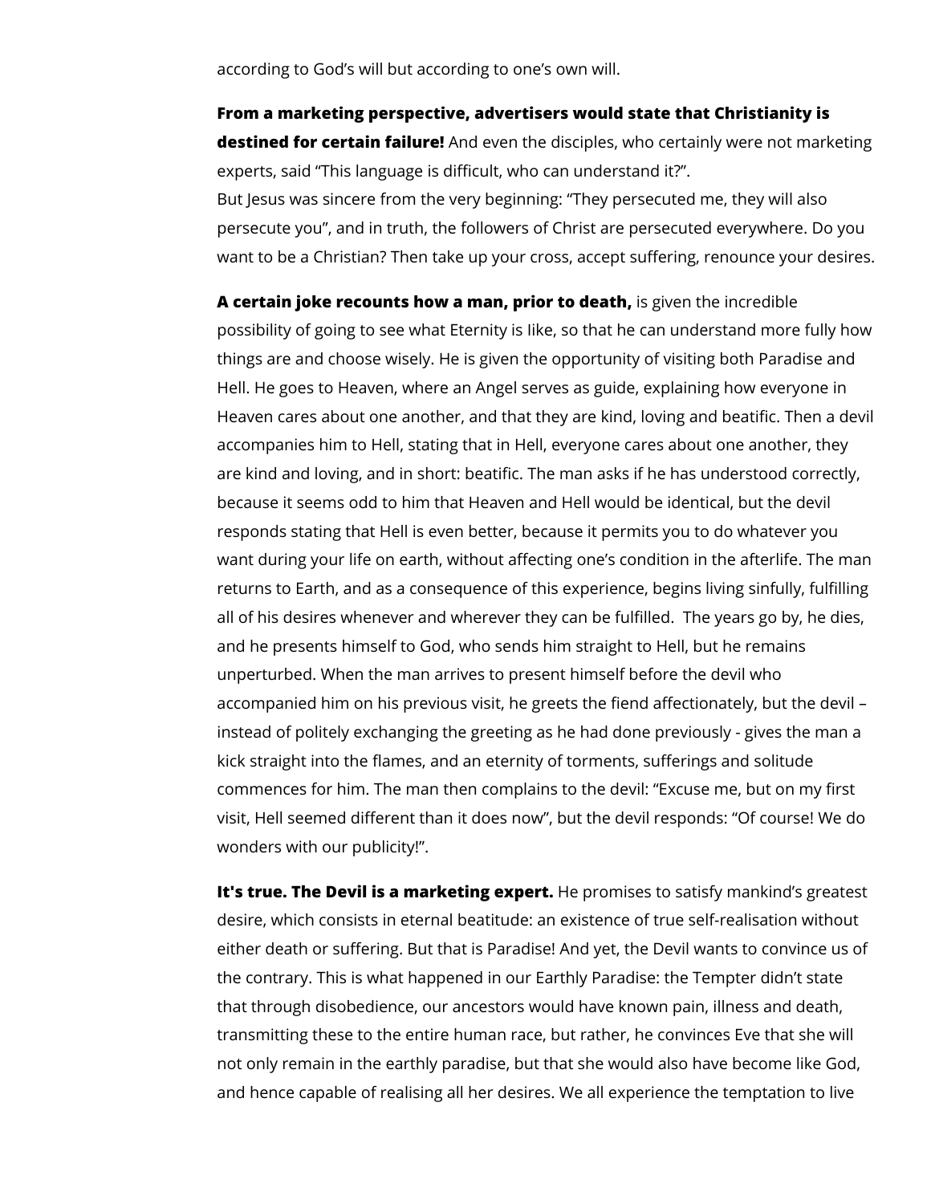according to God's will but according to one's own will.

**From a marketing perspective, advertisers would state that Christianity is destined for certain failure!** And even the disciples, who certainly were not marketing experts, said "This language is difficult, who can understand it?".
But Jesus was sincere from the very beginning: "They persecuted me, they will also persecute you", and in truth, the followers of Christ are persecuted everywhere. Do you want to be a Christian? Then take up your cross, accept suffering, renounce your desires.

**A certain joke recounts how a man, prior to death,** is given the incredible possibility of going to see what Eternity is like, so that he can understand more fully how things are and choose wisely. He is given the opportunity of visiting both Paradise and Hell. He goes to Heaven, where an Angel serves as guide, explaining how everyone in Heaven cares about one another, and that they are kind, loving and beatific. Then a devil accompanies him to Hell, stating that in Hell, everyone cares about one another, they are kind and loving, and in short: beatific. The man asks if he has understood correctly, because it seems odd to him that Heaven and Hell would be identical, but the devil responds stating that Hell is even better, because it permits you to do whatever you want during your life on earth, without affecting one's condition in the afterlife. The man returns to Earth, and as a consequence of this experience, begins living sinfully, fulfilling all of his desires whenever and wherever they can be fulfilled.  The years go by, he dies, and he presents himself to God, who sends him straight to Hell, but he remains unperturbed. When the man arrives to present himself before the devil who accompanied him on his previous visit, he greets the fiend affectionately, but the devil – instead of politely exchanging the greeting as he had done previously - gives the man a kick straight into the flames, and an eternity of torments, sufferings and solitude commences for him. The man then complains to the devil: "Excuse me, but on my first visit, Hell seemed different than it does now", but the devil responds: "Of course! We do wonders with our publicity!".

**It's true. The Devil is a marketing expert.** He promises to satisfy mankind's greatest desire, which consists in eternal beatitude: an existence of true self-realisation without either death or suffering. But that is Paradise! And yet, the Devil wants to convince us of the contrary. This is what happened in our Earthly Paradise: the Tempter didn't state that through disobedience, our ancestors would have known pain, illness and death, transmitting these to the entire human race, but rather, he convinces Eve that she will not only remain in the earthly paradise, but that she would also have become like God, and hence capable of realising all her desires. We all experience the temptation to live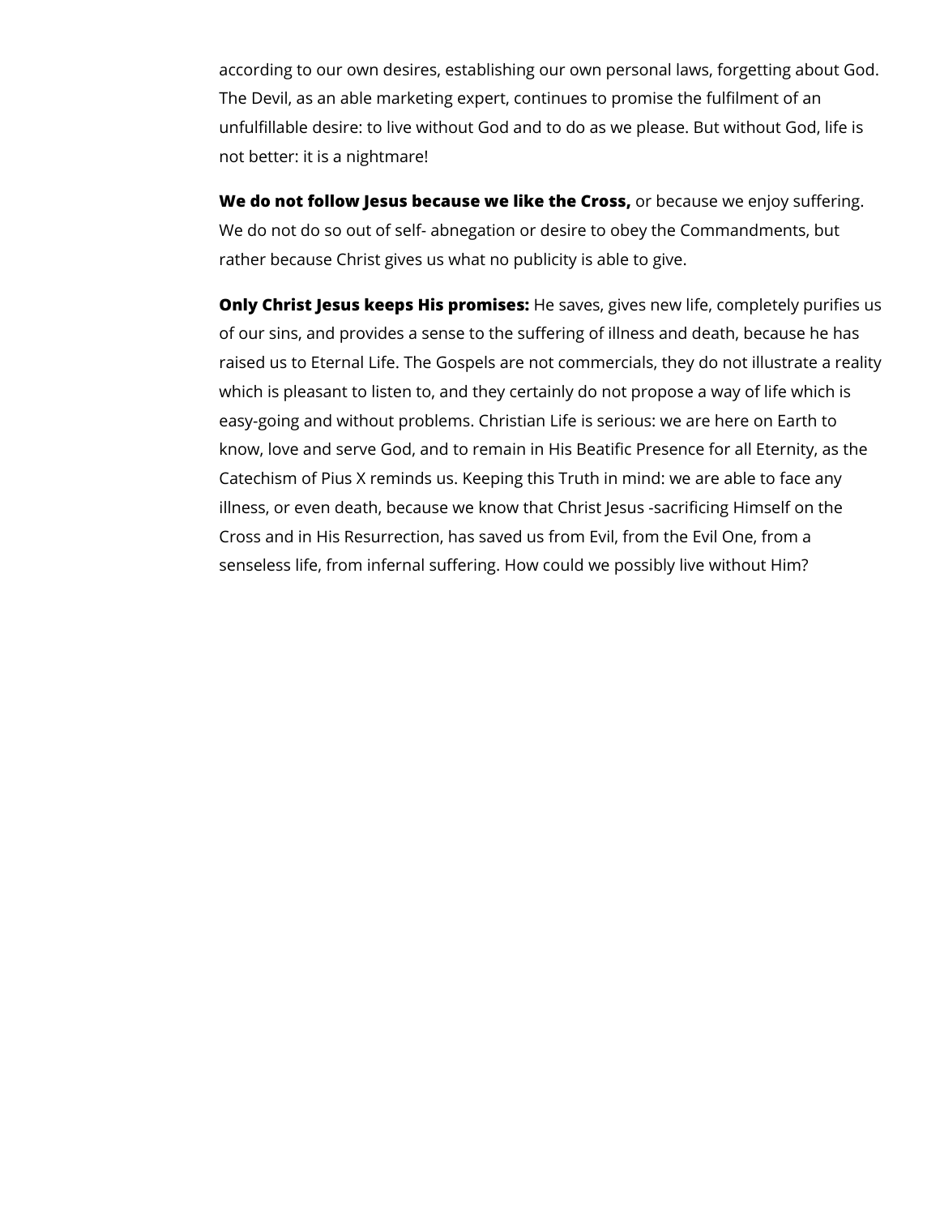according to our own desires, establishing our own personal laws, forgetting about God. The Devil, as an able marketing expert, continues to promise the fulfilment of an unfulfillable desire: to live without God and to do as we please. But without God, life is not better: it is a nightmare!

**We do not follow Jesus because we like the Cross,** or because we enjoy suffering. We do not do so out of self- abnegation or desire to obey the Commandments, but rather because Christ gives us what no publicity is able to give.

**Only Christ Jesus keeps His promises:** He saves, gives new life, completely purifies us of our sins, and provides a sense to the suffering of illness and death, because he has raised us to Eternal Life. The Gospels are not commercials, they do not illustrate a reality which is pleasant to listen to, and they certainly do not propose a way of life which is easy-going and without problems. Christian Life is serious: we are here on Earth to know, love and serve God, and to remain in His Beatific Presence for all Eternity, as the Catechism of Pius X reminds us. Keeping this Truth in mind: we are able to face any illness, or even death, because we know that Christ Jesus -sacrificing Himself on the Cross and in His Resurrection, has saved us from Evil, from the Evil One, from a senseless life, from infernal suffering. How could we possibly live without Him?